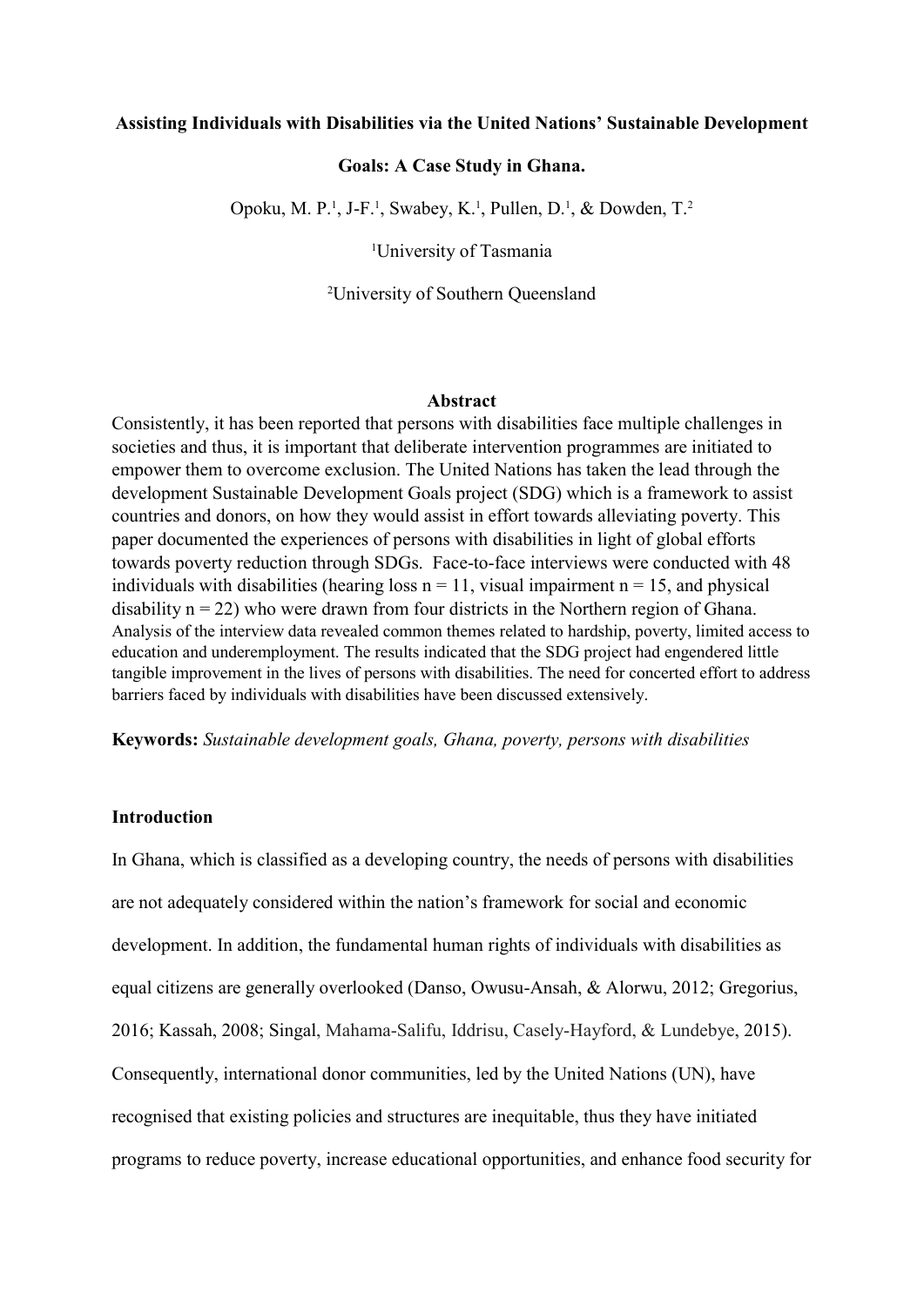**Assisting Individuals with Disabilities via the United Nations' Sustainable Development Goals: A Case Study in Ghana.**

Opoku, M. P.[1], J-F.[1], Swabey, K.[1], Pullen, D.[1], & Dowden, T.[2]

[1]University of Tasmania

[2]University of Southern Queensland

## Abstract

Consistently, it has been reported that persons with disabilities face multiple challenges in societies and thus, it is important that deliberate intervention programmes are initiated to empower them to overcome exclusion. The United Nations has taken the lead through the development Sustainable Development Goals project (SDG) which is a framework to assist countries and donors, on how they would assist in effort towards alleviating poverty. This paper documented the experiences of persons with disabilities in light of global efforts towards poverty reduction through SDGs. Face-to-face interviews were conducted with 48 individuals with disabilities (hearing loss n = 11, visual impairment n = 15, and physical disability n = 22) who were drawn from four districts in the Northern region of Ghana. Analysis of the interview data revealed common themes related to hardship, poverty, limited access to education and underemployment. The results indicated that the SDG project had engendered little tangible improvement in the lives of persons with disabilities. The need for concerted effort to address barriers faced by individuals with disabilities have been discussed extensively.

**Keywords:** *Sustainable development goals, Ghana, poverty, persons with disabilities*

## Introduction

In Ghana, which is classified as a developing country, the needs of persons with disabilities are not adequately considered within the nation's framework for social and economic development. In addition, the fundamental human rights of individuals with disabilities as equal citizens are generally overlooked (Danso, Owusu-Ansah, & Alorwu, 2012; Gregorius, 2016; Kassah, 2008; Singal, Mahama-Salifu, Iddrisu, Casely-Hayford, & Lundebye, 2015). Consequently, international donor communities, led by the United Nations (UN), have recognised that existing policies and structures are inequitable, thus they have initiated programs to reduce poverty, increase educational opportunities, and enhance food security for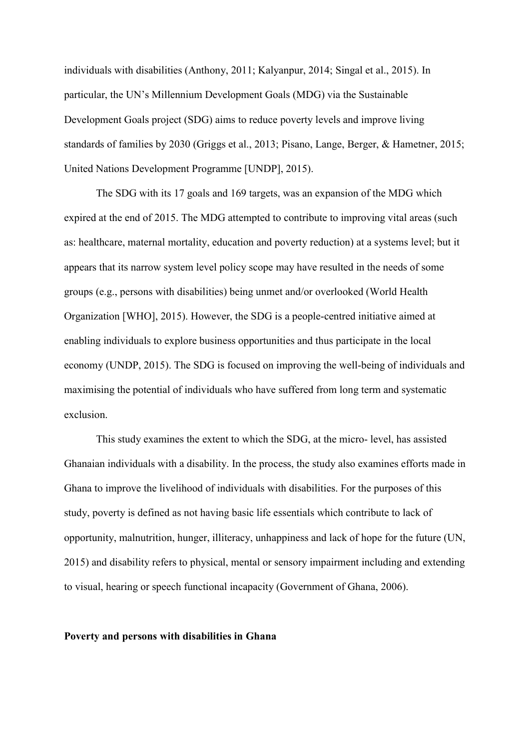individuals with disabilities (Anthony, 2011; Kalyanpur, 2014; Singal et al., 2015). In particular, the UN's Millennium Development Goals (MDG) via the Sustainable Development Goals project (SDG) aims to reduce poverty levels and improve living standards of families by 2030 (Griggs et al., 2013; Pisano, Lange, Berger, & Hametner, 2015; United Nations Development Programme [UNDP], 2015).

The SDG with its 17 goals and 169 targets, was an expansion of the MDG which expired at the end of 2015. The MDG attempted to contribute to improving vital areas (such as: healthcare, maternal mortality, education and poverty reduction) at a systems level; but it appears that its narrow system level policy scope may have resulted in the needs of some groups (e.g., persons with disabilities) being unmet and/or overlooked (World Health Organization [WHO], 2015). However, the SDG is a people-centred initiative aimed at enabling individuals to explore business opportunities and thus participate in the local economy (UNDP, 2015). The SDG is focused on improving the well-being of individuals and maximising the potential of individuals who have suffered from long term and systematic exclusion.

This study examines the extent to which the SDG, at the micro- level, has assisted Ghanaian individuals with a disability. In the process, the study also examines efforts made in Ghana to improve the livelihood of individuals with disabilities. For the purposes of this study, poverty is defined as not having basic life essentials which contribute to lack of opportunity, malnutrition, hunger, illiteracy, unhappiness and lack of hope for the future (UN, 2015) and disability refers to physical, mental or sensory impairment including and extending to visual, hearing or speech functional incapacity (Government of Ghana, 2006).

**Poverty and persons with disabilities in Ghana**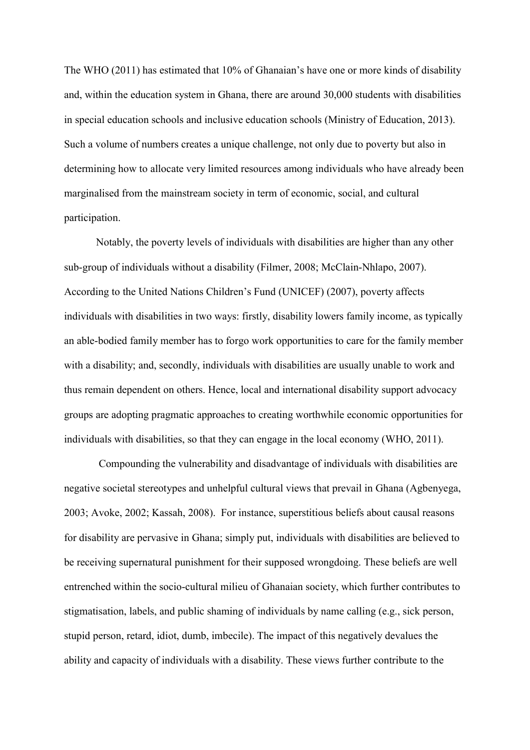The WHO (2011) has estimated that 10% of Ghanaian's have one or more kinds of disability and, within the education system in Ghana, there are around 30,000 students with disabilities in special education schools and inclusive education schools (Ministry of Education, 2013). Such a volume of numbers creates a unique challenge, not only due to poverty but also in determining how to allocate very limited resources among individuals who have already been marginalised from the mainstream society in term of economic, social, and cultural participation.

Notably, the poverty levels of individuals with disabilities are higher than any other sub-group of individuals without a disability (Filmer, 2008; McClain-Nhlapo, 2007). According to the United Nations Children's Fund (UNICEF) (2007), poverty affects individuals with disabilities in two ways: firstly, disability lowers family income, as typically an able-bodied family member has to forgo work opportunities to care for the family member with a disability; and, secondly, individuals with disabilities are usually unable to work and thus remain dependent on others. Hence, local and international disability support advocacy groups are adopting pragmatic approaches to creating worthwhile economic opportunities for individuals with disabilities, so that they can engage in the local economy (WHO, 2011).

Compounding the vulnerability and disadvantage of individuals with disabilities are negative societal stereotypes and unhelpful cultural views that prevail in Ghana (Agbenyega, 2003; Avoke, 2002; Kassah, 2008). For instance, superstitious beliefs about causal reasons for disability are pervasive in Ghana; simply put, individuals with disabilities are believed to be receiving supernatural punishment for their supposed wrongdoing. These beliefs are well entrenched within the socio-cultural milieu of Ghanaian society, which further contributes to stigmatisation, labels, and public shaming of individuals by name calling (e.g., sick person, stupid person, retard, idiot, dumb, imbecile). The impact of this negatively devalues the ability and capacity of individuals with a disability. These views further contribute to the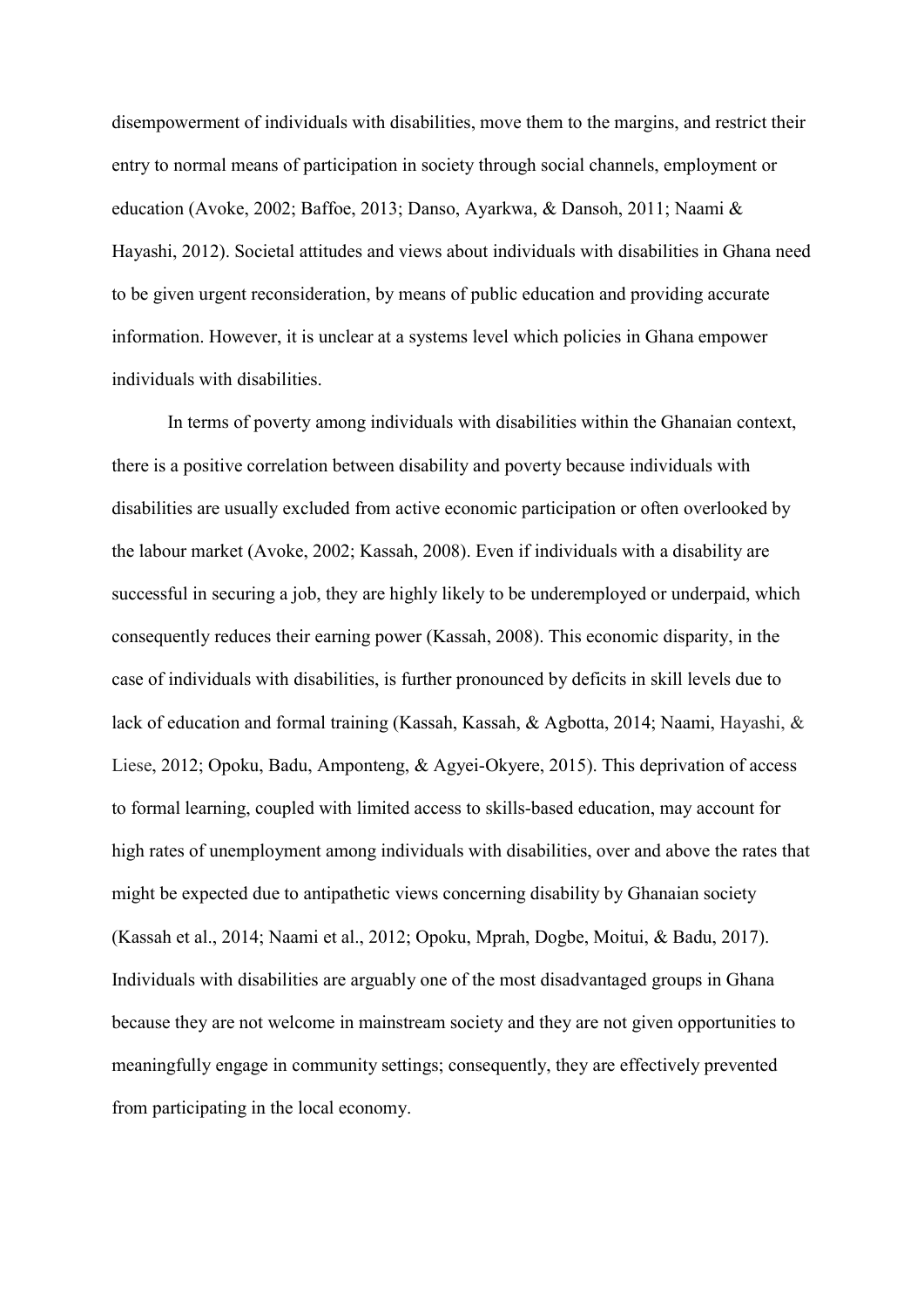disempowerment of individuals with disabilities, move them to the margins, and restrict their entry to normal means of participation in society through social channels, employment or education (Avoke, 2002; Baffoe, 2013; Danso, Ayarkwa, & Dansoh, 2011; Naami & Hayashi, 2012). Societal attitudes and views about individuals with disabilities in Ghana need to be given urgent reconsideration, by means of public education and providing accurate information. However, it is unclear at a systems level which policies in Ghana empower individuals with disabilities.

In terms of poverty among individuals with disabilities within the Ghanaian context, there is a positive correlation between disability and poverty because individuals with disabilities are usually excluded from active economic participation or often overlooked by the labour market (Avoke, 2002; Kassah, 2008). Even if individuals with a disability are successful in securing a job, they are highly likely to be underemployed or underpaid, which consequently reduces their earning power (Kassah, 2008). This economic disparity, in the case of individuals with disabilities, is further pronounced by deficits in skill levels due to lack of education and formal training (Kassah, Kassah, & Agbotta, 2014; Naami, Hayashi, & Liese, 2012; Opoku, Badu, Amponteng, & Agyei-Okyere, 2015). This deprivation of access to formal learning, coupled with limited access to skills-based education, may account for high rates of unemployment among individuals with disabilities, over and above the rates that might be expected due to antipathetic views concerning disability by Ghanaian society (Kassah et al., 2014; Naami et al., 2012; Opoku, Mprah, Dogbe, Moitui, & Badu, 2017). Individuals with disabilities are arguably one of the most disadvantaged groups in Ghana because they are not welcome in mainstream society and they are not given opportunities to meaningfully engage in community settings; consequently, they are effectively prevented from participating in the local economy.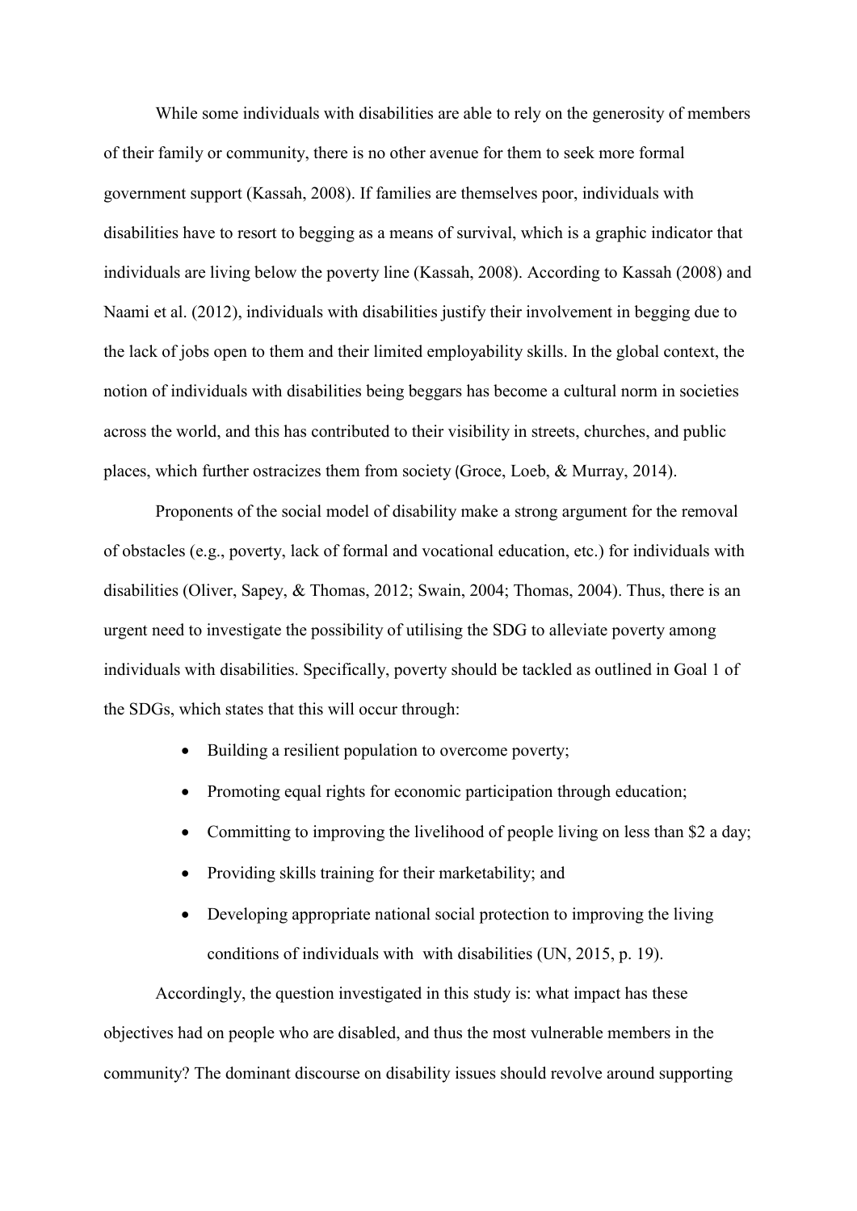While some individuals with disabilities are able to rely on the generosity of members of their family or community, there is no other avenue for them to seek more formal government support (Kassah, 2008). If families are themselves poor, individuals with disabilities have to resort to begging as a means of survival, which is a graphic indicator that individuals are living below the poverty line (Kassah, 2008). According to Kassah (2008) and Naami et al. (2012), individuals with disabilities justify their involvement in begging due to the lack of jobs open to them and their limited employability skills. In the global context, the notion of individuals with disabilities being beggars has become a cultural norm in societies across the world, and this has contributed to their visibility in streets, churches, and public places, which further ostracizes them from society (Groce, Loeb, & Murray, 2014).

Proponents of the social model of disability make a strong argument for the removal of obstacles (e.g., poverty, lack of formal and vocational education, etc.) for individuals with disabilities (Oliver, Sapey, & Thomas, 2012; Swain, 2004; Thomas, 2004). Thus, there is an urgent need to investigate the possibility of utilising the SDG to alleviate poverty among individuals with disabilities. Specifically, poverty should be tackled as outlined in Goal 1 of the SDGs, which states that this will occur through:

- Building a resilient population to overcome poverty;
- Promoting equal rights for economic participation through education;
- Committing to improving the livelihood of people living on less than $2 a day;
- Providing skills training for their marketability; and
- Developing appropriate national social protection to improving the living conditions of individuals with with disabilities (UN, 2015, p. 19).

Accordingly, the question investigated in this study is: what impact has these objectives had on people who are disabled, and thus the most vulnerable members in the community? The dominant discourse on disability issues should revolve around supporting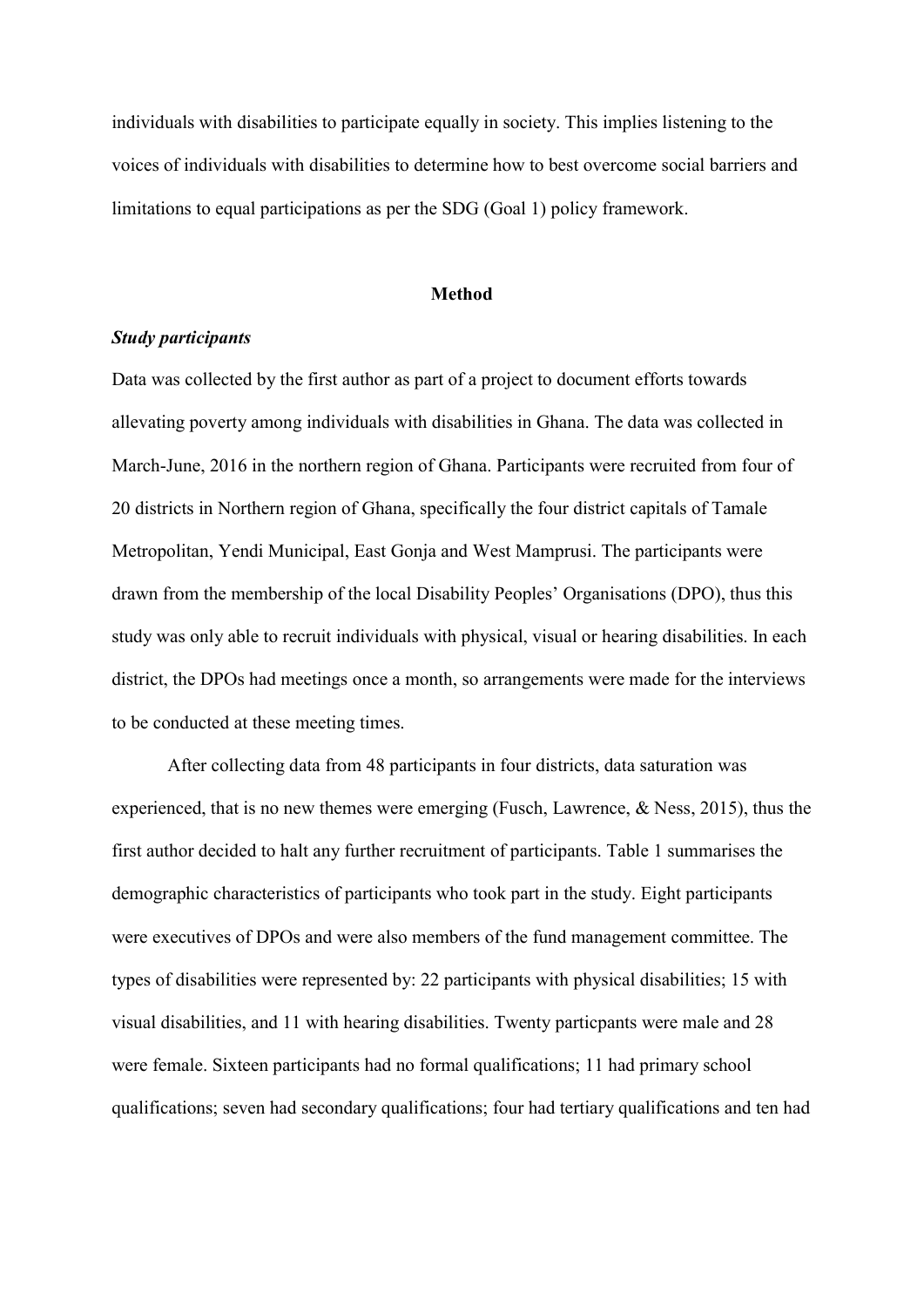individuals with disabilities to participate equally in society. This implies listening to the voices of individuals with disabilities to determine how to best overcome social barriers and limitations to equal participations as per the SDG (Goal 1) policy framework.

## Method

### *Study participants*

Data was collected by the first author as part of a project to document efforts towards allevating poverty among individuals with disabilities in Ghana. The data was collected in March-June, 2016 in the northern region of Ghana. Participants were recruited from four of 20 districts in Northern region of Ghana, specifically the four district capitals of Tamale Metropolitan, Yendi Municipal, East Gonja and West Mamprusi. The participants were drawn from the membership of the local Disability Peoples' Organisations (DPO), thus this study was only able to recruit individuals with physical, visual or hearing disabilities. In each district, the DPOs had meetings once a month, so arrangements were made for the interviews to be conducted at these meeting times.

After collecting data from 48 participants in four districts, data saturation was experienced, that is no new themes were emerging (Fusch, Lawrence, & Ness, 2015), thus the first author decided to halt any further recruitment of participants. Table 1 summarises the demographic characteristics of participants who took part in the study. Eight participants were executives of DPOs and were also members of the fund management committee. The types of disabilities were represented by: 22 participants with physical disabilities; 15 with visual disabilities, and 11 with hearing disabilities. Twenty particpants were male and 28 were female. Sixteen participants had no formal qualifications; 11 had primary school qualifications; seven had secondary qualifications; four had tertiary qualifications and ten had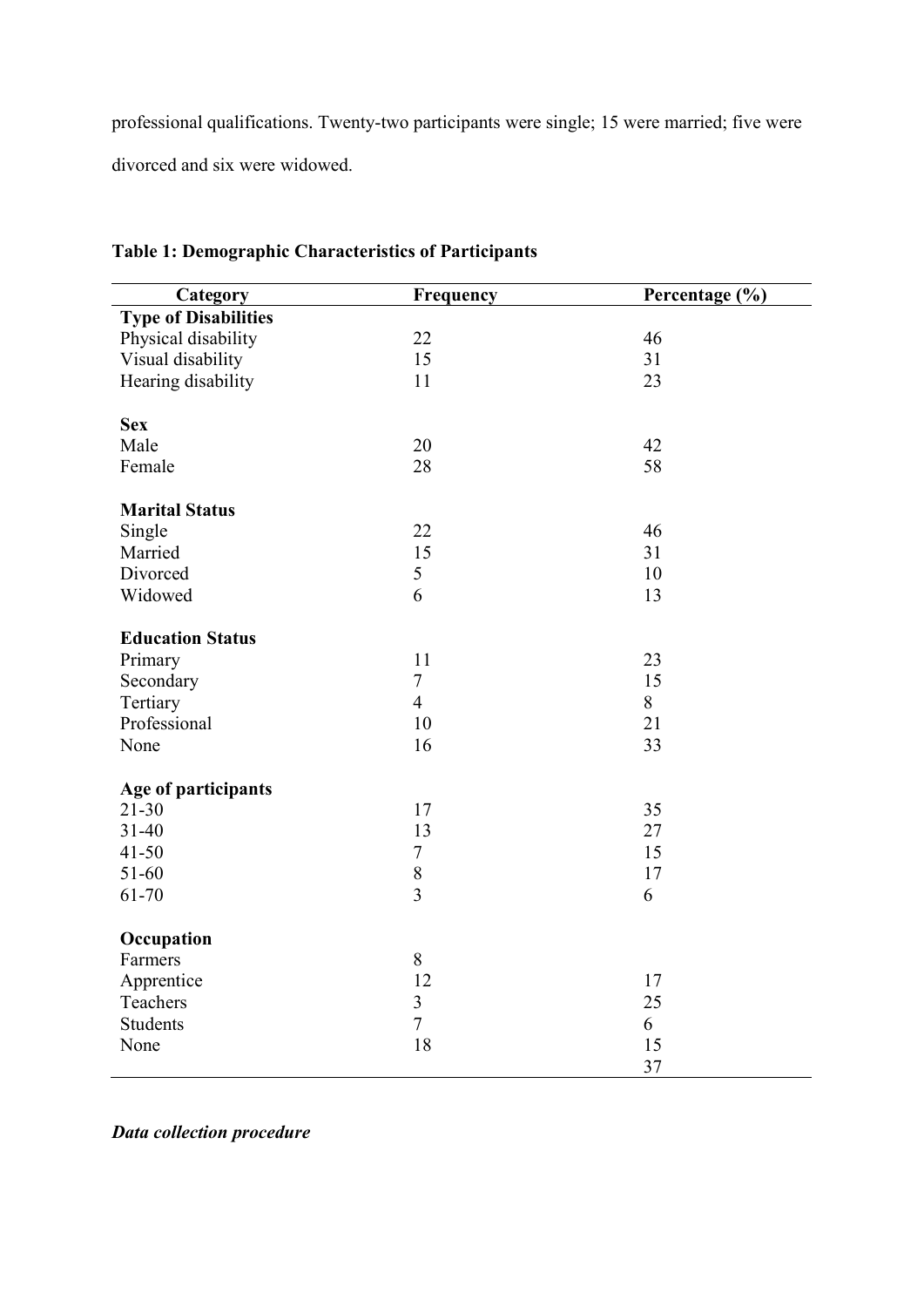professional qualifications. Twenty-two participants were single; 15 were married; five were divorced and six were widowed.

**Table 1: Demographic Characteristics of Participants**

| Category | Frequency | Percentage (%) |
|---|---|---|
| **Type of Disabilities** | | |
| Physical disability | 22 | 46 |
| Visual disability | 15 | 31 |
| Hearing disability | 11 | 23 |
| | | |
| **Sex** | | |
| Male | 20 | 42 |
| Female | 28 | 58 |
| | | |
| **Marital Status** | | |
| Single | 22 | 46 |
| Married | 15 | 31 |
| Divorced | 5 | 10 |
| Widowed | 6 | 13 |
| | | |
| **Education Status** | | |
| Primary | 11 | 23 |
| Secondary | 7 | 15 |
| Tertiary | 4 | 8 |
| Professional | 10 | 21 |
| None | 16 | 33 |
| | | |
| **Age of participants** | | |
| 21-30 | 17 | 35 |
| 31-40 | 13 | 27 |
| 41-50 | 7 | 15 |
| 51-60 | 8 | 17 |
| 61-70 | 3 | 6 |
| | | |
| **Occupation** | | |
| Farmers | 8 | |
| Apprentice | 12 | 17 |
| Teachers | 3 | 25 |
| Students | 7 | 6 |
| None | 18 | 15 |
| | | 37 |

***Data collection procedure***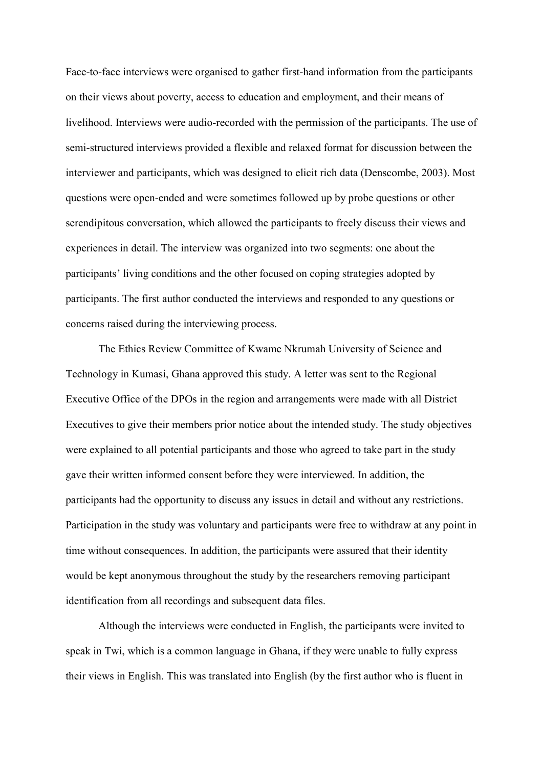Face-to-face interviews were organised to gather first-hand information from the participants on their views about poverty, access to education and employment, and their means of livelihood. Interviews were audio-recorded with the permission of the participants. The use of semi-structured interviews provided a flexible and relaxed format for discussion between the interviewer and participants, which was designed to elicit rich data (Denscombe, 2003). Most questions were open-ended and were sometimes followed up by probe questions or other serendipitous conversation, which allowed the participants to freely discuss their views and experiences in detail. The interview was organized into two segments: one about the participants' living conditions and the other focused on coping strategies adopted by participants. The first author conducted the interviews and responded to any questions or concerns raised during the interviewing process.

The Ethics Review Committee of Kwame Nkrumah University of Science and Technology in Kumasi, Ghana approved this study. A letter was sent to the Regional Executive Office of the DPOs in the region and arrangements were made with all District Executives to give their members prior notice about the intended study. The study objectives were explained to all potential participants and those who agreed to take part in the study gave their written informed consent before they were interviewed. In addition, the participants had the opportunity to discuss any issues in detail and without any restrictions. Participation in the study was voluntary and participants were free to withdraw at any point in time without consequences. In addition, the participants were assured that their identity would be kept anonymous throughout the study by the researchers removing participant identification from all recordings and subsequent data files.

Although the interviews were conducted in English, the participants were invited to speak in Twi, which is a common language in Ghana, if they were unable to fully express their views in English. This was translated into English (by the first author who is fluent in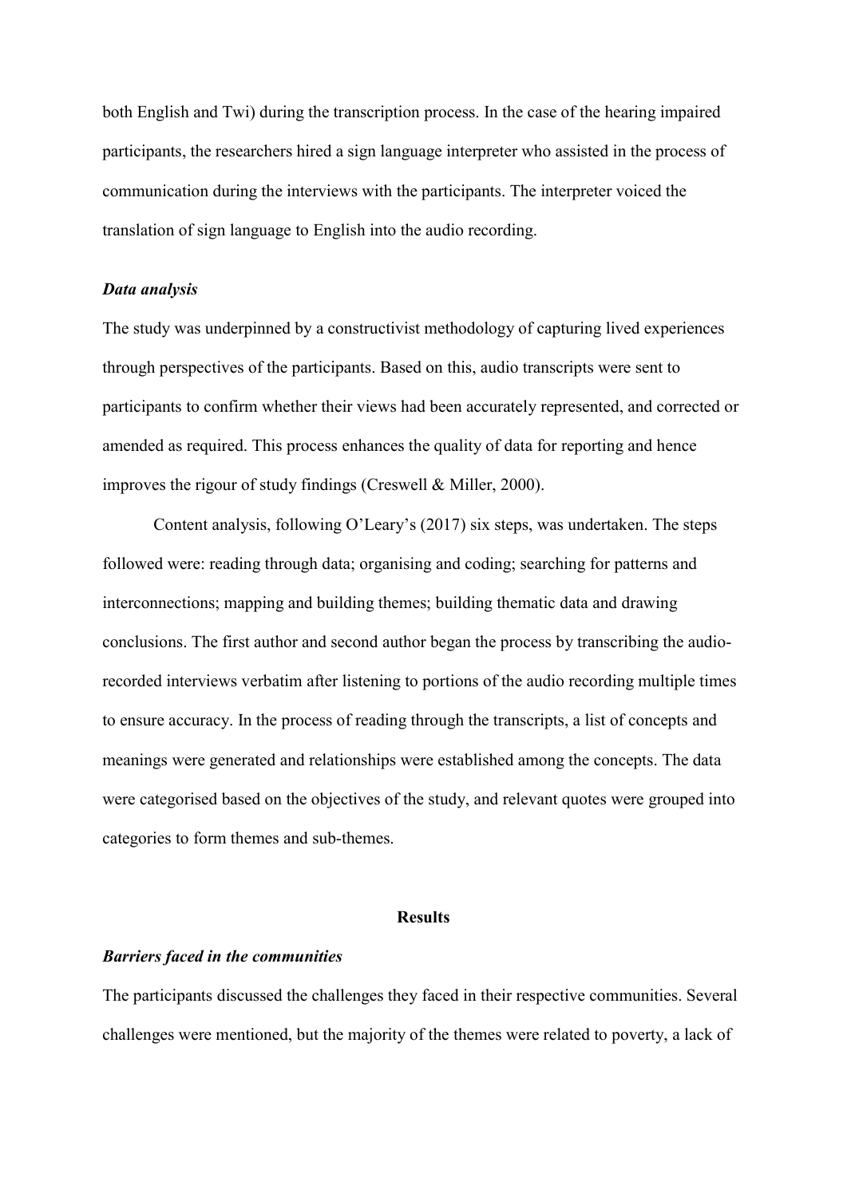both English and Twi) during the transcription process. In the case of the hearing impaired participants, the researchers hired a sign language interpreter who assisted in the process of communication during the interviews with the participants. The interpreter voiced the translation of sign language to English into the audio recording.

### *Data analysis*

The study was underpinned by a constructivist methodology of capturing lived experiences through perspectives of the participants. Based on this, audio transcripts were sent to participants to confirm whether their views had been accurately represented, and corrected or amended as required. This process enhances the quality of data for reporting and hence improves the rigour of study findings (Creswell & Miller, 2000).

Content analysis, following O'Leary's (2017) six steps, was undertaken. The steps followed were: reading through data; organising and coding; searching for patterns and interconnections; mapping and building themes; building thematic data and drawing conclusions. The first author and second author began the process by transcribing the audio-recorded interviews verbatim after listening to portions of the audio recording multiple times to ensure accuracy. In the process of reading through the transcripts, a list of concepts and meanings were generated and relationships were established among the concepts. The data were categorised based on the objectives of the study, and relevant quotes were grouped into categories to form themes and sub-themes.

## Results

### *Barriers faced in the communities*

The participants discussed the challenges they faced in their respective communities. Several challenges were mentioned, but the majority of the themes were related to poverty, a lack of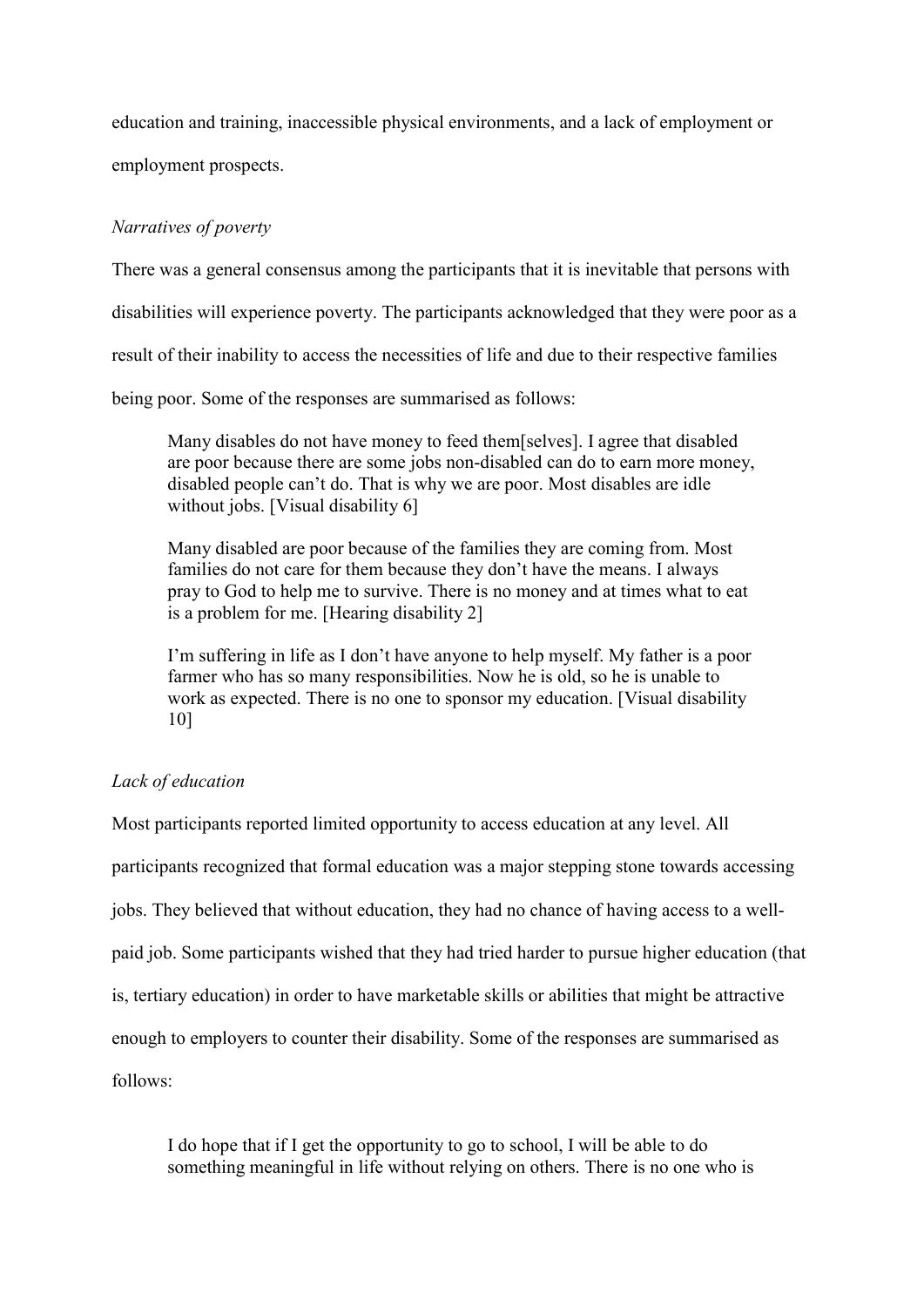education and training, inaccessible physical environments, and a lack of employment or employment prospects.

*Narratives of poverty*

There was a general consensus among the participants that it is inevitable that persons with disabilities will experience poverty. The participants acknowledged that they were poor as a result of their inability to access the necessities of life and due to their respective families being poor. Some of the responses are summarised as follows:

> Many disables do not have money to feed them[selves]. I agree that disabled are poor because there are some jobs non-disabled can do to earn more money, disabled people can't do. That is why we are poor. Most disables are idle without jobs. [Visual disability 6]

> Many disabled are poor because of the families they are coming from. Most families do not care for them because they don't have the means. I always pray to God to help me to survive. There is no money and at times what to eat is a problem for me. [Hearing disability 2]

> I'm suffering in life as I don't have anyone to help myself. My father is a poor farmer who has so many responsibilities. Now he is old, so he is unable to work as expected. There is no one to sponsor my education. [Visual disability 10]

*Lack of education*

Most participants reported limited opportunity to access education at any level. All participants recognized that formal education was a major stepping stone towards accessing jobs. They believed that without education, they had no chance of having access to a well-paid job. Some participants wished that they had tried harder to pursue higher education (that is, tertiary education) in order to have marketable skills or abilities that might be attractive enough to employers to counter their disability. Some of the responses are summarised as follows:

> I do hope that if I get the opportunity to go to school, I will be able to do something meaningful in life without relying on others. There is no one who is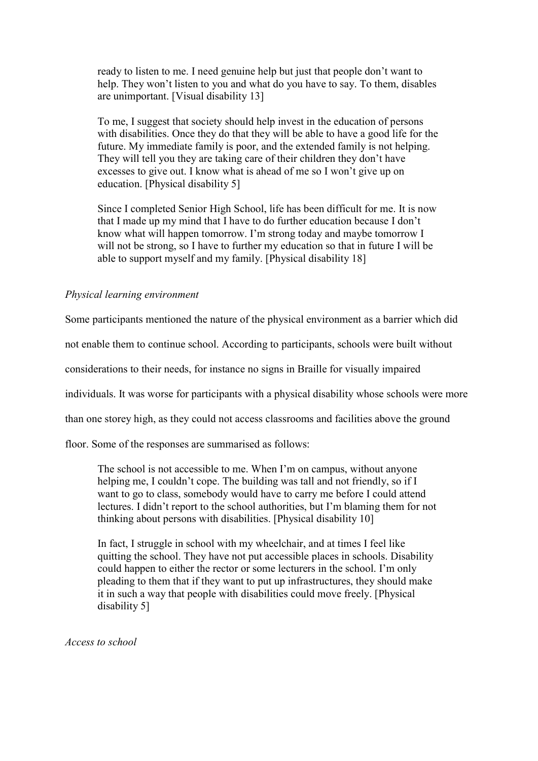> ready to listen to me. I need genuine help but just that people don't want to help. They won't listen to you and what do you have to say. To them, disables are unimportant. [Visual disability 13]

> To me, I suggest that society should help invest in the education of persons with disabilities. Once they do that they will be able to have a good life for the future. My immediate family is poor, and the extended family is not helping. They will tell you they are taking care of their children they don't have excesses to give out. I know what is ahead of me so I won't give up on education. [Physical disability 5]

> Since I completed Senior High School, life has been difficult for me. It is now that I made up my mind that I have to do further education because I don't know what will happen tomorrow. I'm strong today and maybe tomorrow I will not be strong, so I have to further my education so that in future I will be able to support myself and my family. [Physical disability 18]

*Physical learning environment*

Some participants mentioned the nature of the physical environment as a barrier which did not enable them to continue school. According to participants, schools were built without considerations to their needs, for instance no signs in Braille for visually impaired individuals. It was worse for participants with a physical disability whose schools were more than one storey high, as they could not access classrooms and facilities above the ground floor. Some of the responses are summarised as follows:

> The school is not accessible to me. When I'm on campus, without anyone helping me, I couldn't cope. The building was tall and not friendly, so if I want to go to class, somebody would have to carry me before I could attend lectures. I didn't report to the school authorities, but I'm blaming them for not thinking about persons with disabilities. [Physical disability 10]

> In fact, I struggle in school with my wheelchair, and at times I feel like quitting the school. They have not put accessible places in schools. Disability could happen to either the rector or some lecturers in the school. I'm only pleading to them that if they want to put up infrastructures, they should make it in such a way that people with disabilities could move freely. [Physical disability 5]

*Access to school*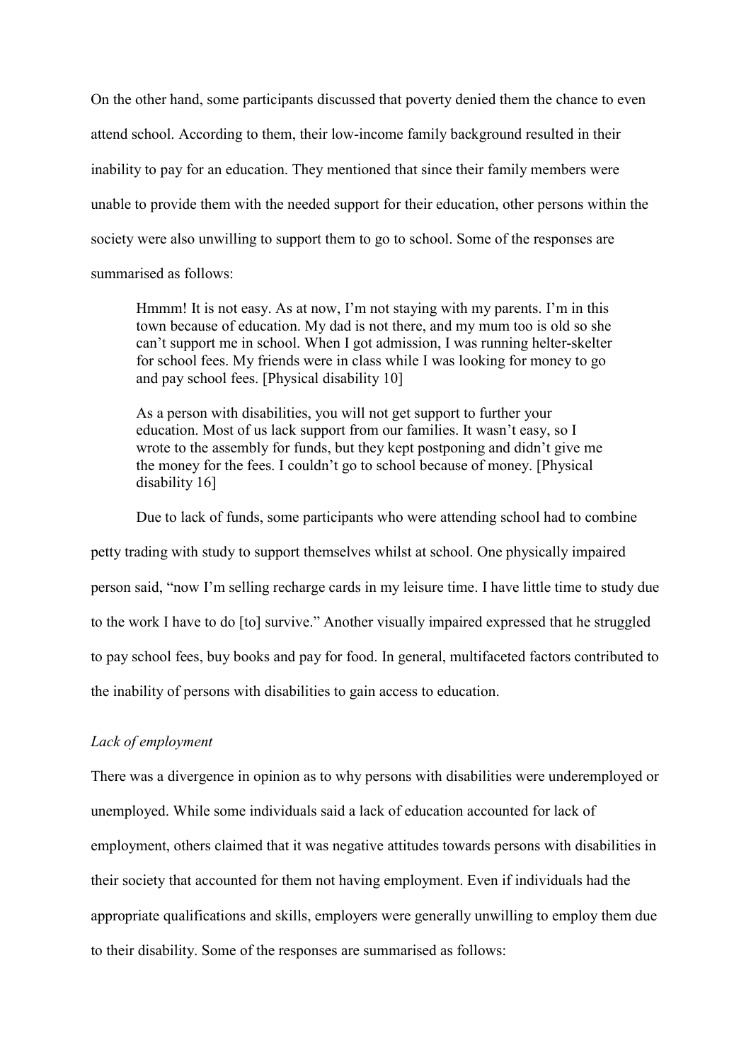On the other hand, some participants discussed that poverty denied them the chance to even attend school. According to them, their low-income family background resulted in their inability to pay for an education. They mentioned that since their family members were unable to provide them with the needed support for their education, other persons within the society were also unwilling to support them to go to school. Some of the responses are summarised as follows:

> Hmmm! It is not easy. As at now, I'm not staying with my parents. I'm in this town because of education. My dad is not there, and my mum too is old so she can't support me in school. When I got admission, I was running helter-skelter for school fees. My friends were in class while I was looking for money to go and pay school fees. [Physical disability 10]

> As a person with disabilities, you will not get support to further your education. Most of us lack support from our families. It wasn't easy, so I wrote to the assembly for funds, but they kept postponing and didn't give me the money for the fees. I couldn't go to school because of money. [Physical disability 16]

Due to lack of funds, some participants who were attending school had to combine petty trading with study to support themselves whilst at school. One physically impaired person said, "now I'm selling recharge cards in my leisure time. I have little time to study due to the work I have to do [to] survive." Another visually impaired expressed that he struggled to pay school fees, buy books and pay for food. In general, multifaceted factors contributed to the inability of persons with disabilities to gain access to education.

*Lack of employment*

There was a divergence in opinion as to why persons with disabilities were underemployed or unemployed. While some individuals said a lack of education accounted for lack of employment, others claimed that it was negative attitudes towards persons with disabilities in their society that accounted for them not having employment. Even if individuals had the appropriate qualifications and skills, employers were generally unwilling to employ them due to their disability. Some of the responses are summarised as follows: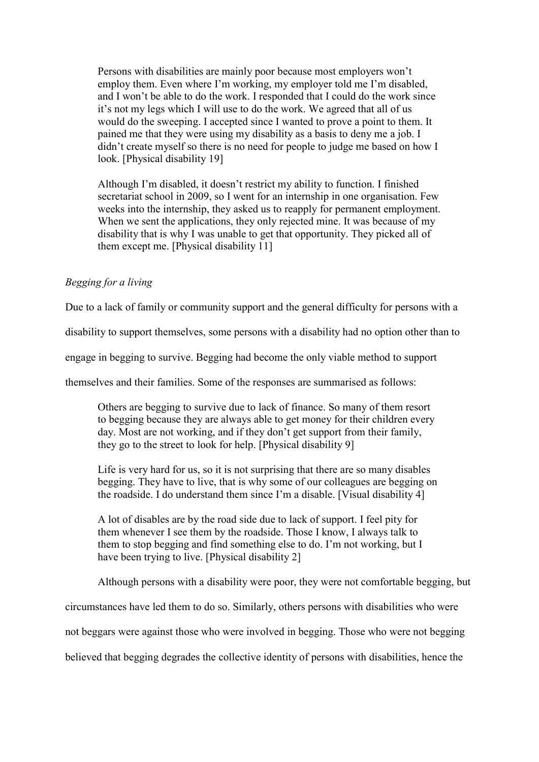> Persons with disabilities are mainly poor because most employers won't employ them. Even where I'm working, my employer told me I'm disabled, and I won't be able to do the work. I responded that I could do the work since it's not my legs which I will use to do the work. We agreed that all of us would do the sweeping. I accepted since I wanted to prove a point to them. It pained me that they were using my disability as a basis to deny me a job. I didn't create myself so there is no need for people to judge me based on how I look. [Physical disability 19]

> Although I'm disabled, it doesn't restrict my ability to function. I finished secretariat school in 2009, so I went for an internship in one organisation. Few weeks into the internship, they asked us to reapply for permanent employment. When we sent the applications, they only rejected mine. It was because of my disability that is why I was unable to get that opportunity. They picked all of them except me. [Physical disability 11]

*Begging for a living*

Due to a lack of family or community support and the general difficulty for persons with a disability to support themselves, some persons with a disability had no option other than to engage in begging to survive. Begging had become the only viable method to support themselves and their families. Some of the responses are summarised as follows:

> Others are begging to survive due to lack of finance. So many of them resort to begging because they are always able to get money for their children every day. Most are not working, and if they don't get support from their family, they go to the street to look for help. [Physical disability 9]

> Life is very hard for us, so it is not surprising that there are so many disables begging. They have to live, that is why some of our colleagues are begging on the roadside. I do understand them since I'm a disable. [Visual disability 4]

> A lot of disables are by the road side due to lack of support. I feel pity for them whenever I see them by the roadside. Those I know, I always talk to them to stop begging and find something else to do. I'm not working, but I have been trying to live. [Physical disability 2]

Although persons with a disability were poor, they were not comfortable begging, but circumstances have led them to do so. Similarly, others persons with disabilities who were not beggars were against those who were involved in begging. Those who were not begging believed that begging degrades the collective identity of persons with disabilities, hence the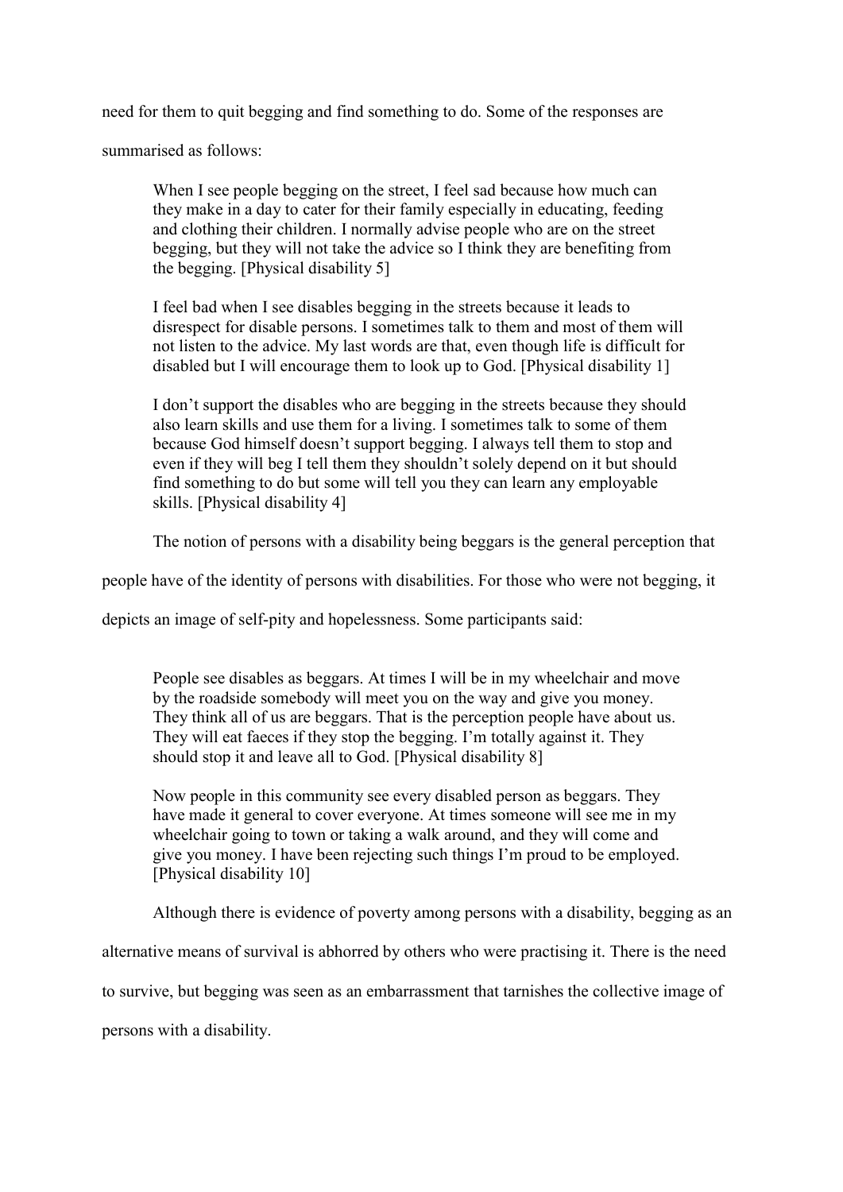need for them to quit begging and find something to do. Some of the responses are summarised as follows:

> When I see people begging on the street, I feel sad because how much can they make in a day to cater for their family especially in educating, feeding and clothing their children. I normally advise people who are on the street begging, but they will not take the advice so I think they are benefiting from the begging. [Physical disability 5]

> I feel bad when I see disables begging in the streets because it leads to disrespect for disable persons. I sometimes talk to them and most of them will not listen to the advice. My last words are that, even though life is difficult for disabled but I will encourage them to look up to God. [Physical disability 1]

> I don't support the disables who are begging in the streets because they should also learn skills and use them for a living. I sometimes talk to some of them because God himself doesn't support begging. I always tell them to stop and even if they will beg I tell them they shouldn't solely depend on it but should find something to do but some will tell you they can learn any employable skills. [Physical disability 4]

The notion of persons with a disability being beggars is the general perception that people have of the identity of persons with disabilities. For those who were not begging, it depicts an image of self-pity and hopelessness. Some participants said:

> People see disables as beggars. At times I will be in my wheelchair and move by the roadside somebody will meet you on the way and give you money. They think all of us are beggars. That is the perception people have about us. They will eat faeces if they stop the begging. I'm totally against it. They should stop it and leave all to God. [Physical disability 8]

> Now people in this community see every disabled person as beggars. They have made it general to cover everyone. At times someone will see me in my wheelchair going to town or taking a walk around, and they will come and give you money. I have been rejecting such things I'm proud to be employed. [Physical disability 10]

Although there is evidence of poverty among persons with a disability, begging as an alternative means of survival is abhorred by others who were practising it. There is the need to survive, but begging was seen as an embarrassment that tarnishes the collective image of persons with a disability.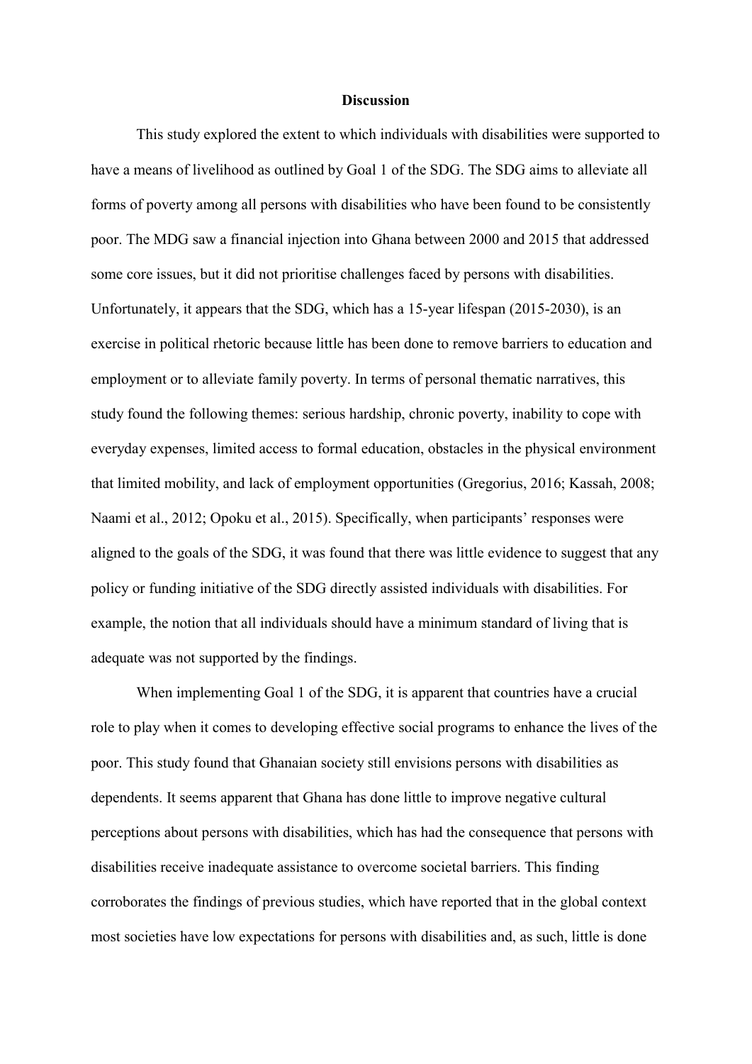## Discussion

This study explored the extent to which individuals with disabilities were supported to have a means of livelihood as outlined by Goal 1 of the SDG. The SDG aims to alleviate all forms of poverty among all persons with disabilities who have been found to be consistently poor. The MDG saw a financial injection into Ghana between 2000 and 2015 that addressed some core issues, but it did not prioritise challenges faced by persons with disabilities. Unfortunately, it appears that the SDG, which has a 15-year lifespan (2015-2030), is an exercise in political rhetoric because little has been done to remove barriers to education and employment or to alleviate family poverty. In terms of personal thematic narratives, this study found the following themes: serious hardship, chronic poverty, inability to cope with everyday expenses, limited access to formal education, obstacles in the physical environment that limited mobility, and lack of employment opportunities (Gregorius, 2016; Kassah, 2008; Naami et al., 2012; Opoku et al., 2015). Specifically, when participants' responses were aligned to the goals of the SDG, it was found that there was little evidence to suggest that any policy or funding initiative of the SDG directly assisted individuals with disabilities. For example, the notion that all individuals should have a minimum standard of living that is adequate was not supported by the findings.

When implementing Goal 1 of the SDG, it is apparent that countries have a crucial role to play when it comes to developing effective social programs to enhance the lives of the poor. This study found that Ghanaian society still envisions persons with disabilities as dependents. It seems apparent that Ghana has done little to improve negative cultural perceptions about persons with disabilities, which has had the consequence that persons with disabilities receive inadequate assistance to overcome societal barriers. This finding corroborates the findings of previous studies, which have reported that in the global context most societies have low expectations for persons with disabilities and, as such, little is done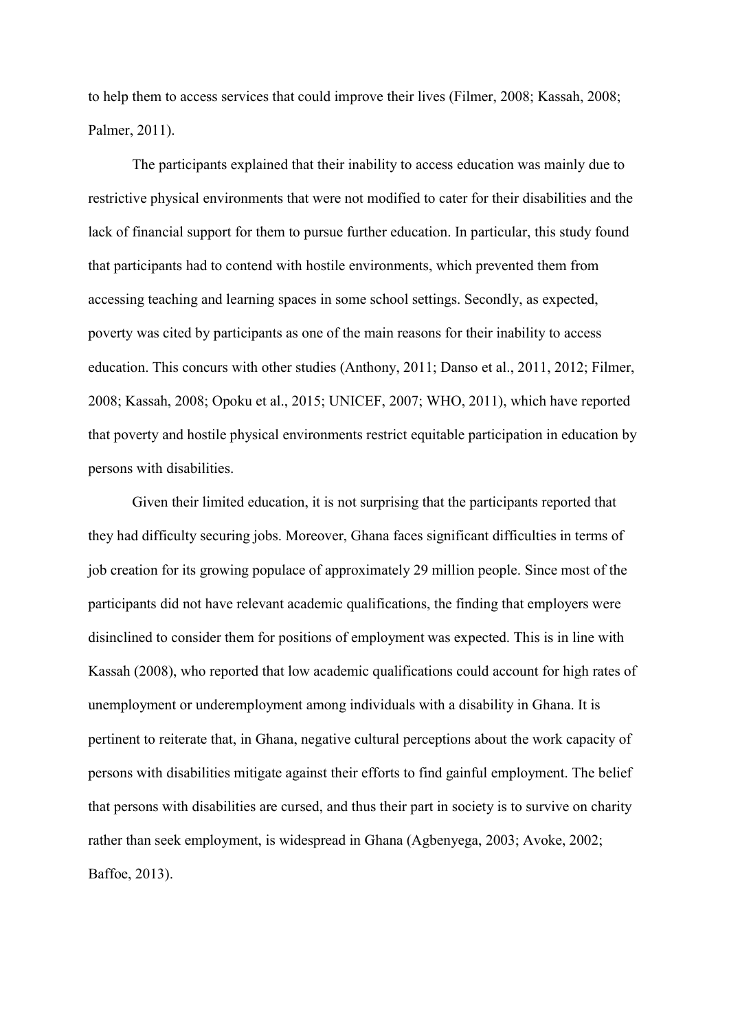to help them to access services that could improve their lives (Filmer, 2008; Kassah, 2008; Palmer, 2011).

The participants explained that their inability to access education was mainly due to restrictive physical environments that were not modified to cater for their disabilities and the lack of financial support for them to pursue further education. In particular, this study found that participants had to contend with hostile environments, which prevented them from accessing teaching and learning spaces in some school settings. Secondly, as expected, poverty was cited by participants as one of the main reasons for their inability to access education. This concurs with other studies (Anthony, 2011; Danso et al., 2011, 2012; Filmer, 2008; Kassah, 2008; Opoku et al., 2015; UNICEF, 2007; WHO, 2011), which have reported that poverty and hostile physical environments restrict equitable participation in education by persons with disabilities.

Given their limited education, it is not surprising that the participants reported that they had difficulty securing jobs. Moreover, Ghana faces significant difficulties in terms of job creation for its growing populace of approximately 29 million people. Since most of the participants did not have relevant academic qualifications, the finding that employers were disinclined to consider them for positions of employment was expected. This is in line with Kassah (2008), who reported that low academic qualifications could account for high rates of unemployment or underemployment among individuals with a disability in Ghana. It is pertinent to reiterate that, in Ghana, negative cultural perceptions about the work capacity of persons with disabilities mitigate against their efforts to find gainful employment. The belief that persons with disabilities are cursed, and thus their part in society is to survive on charity rather than seek employment, is widespread in Ghana (Agbenyega, 2003; Avoke, 2002; Baffoe, 2013).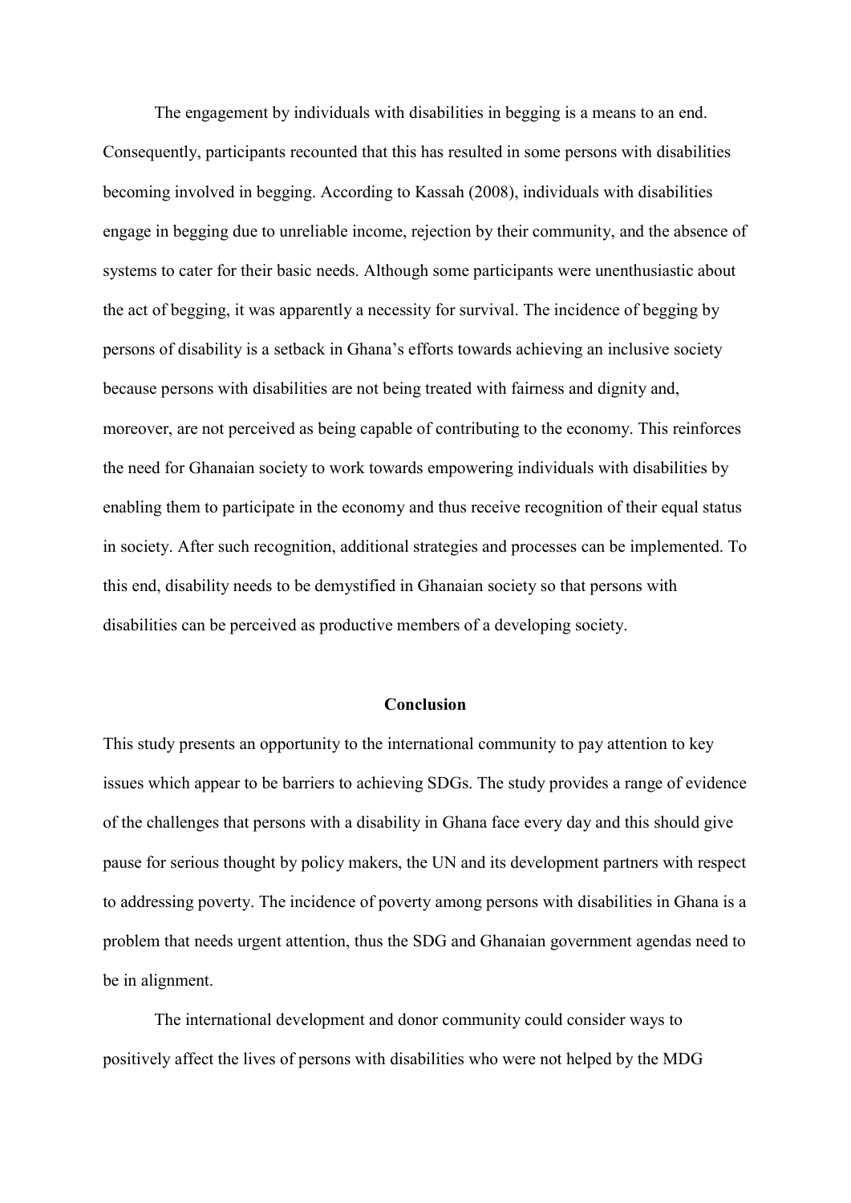The engagement by individuals with disabilities in begging is a means to an end. Consequently, participants recounted that this has resulted in some persons with disabilities becoming involved in begging. According to Kassah (2008), individuals with disabilities engage in begging due to unreliable income, rejection by their community, and the absence of systems to cater for their basic needs. Although some participants were unenthusiastic about the act of begging, it was apparently a necessity for survival. The incidence of begging by persons of disability is a setback in Ghana's efforts towards achieving an inclusive society because persons with disabilities are not being treated with fairness and dignity and, moreover, are not perceived as being capable of contributing to the economy. This reinforces the need for Ghanaian society to work towards empowering individuals with disabilities by enabling them to participate in the economy and thus receive recognition of their equal status in society. After such recognition, additional strategies and processes can be implemented. To this end, disability needs to be demystified in Ghanaian society so that persons with disabilities can be perceived as productive members of a developing society.

## Conclusion

This study presents an opportunity to the international community to pay attention to key issues which appear to be barriers to achieving SDGs. The study provides a range of evidence of the challenges that persons with a disability in Ghana face every day and this should give pause for serious thought by policy makers, the UN and its development partners with respect to addressing poverty. The incidence of poverty among persons with disabilities in Ghana is a problem that needs urgent attention, thus the SDG and Ghanaian government agendas need to be in alignment.

The international development and donor community could consider ways to positively affect the lives of persons with disabilities who were not helped by the MDG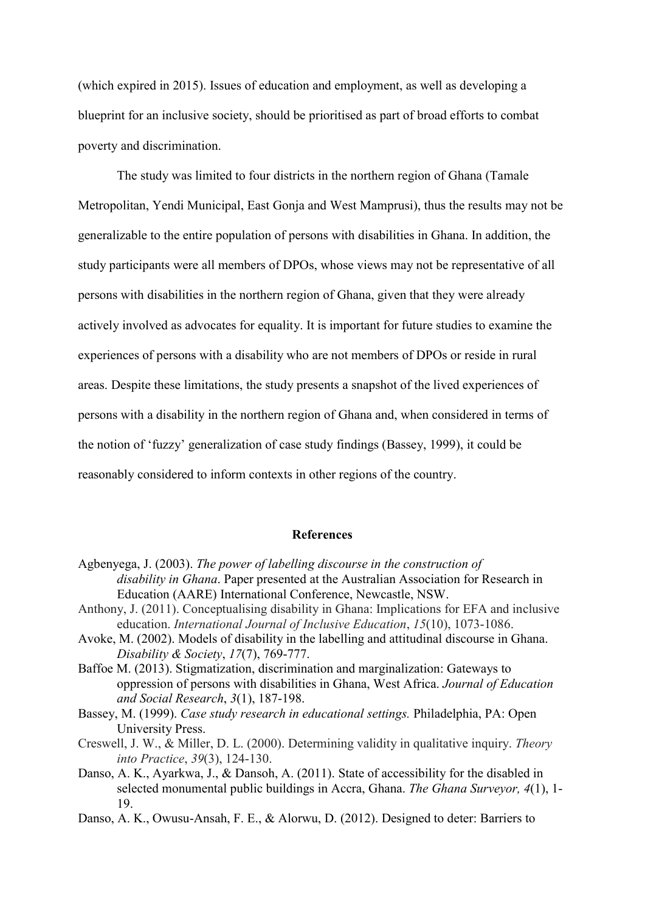(which expired in 2015). Issues of education and employment, as well as developing a blueprint for an inclusive society, should be prioritised as part of broad efforts to combat poverty and discrimination.

The study was limited to four districts in the northern region of Ghana (Tamale Metropolitan, Yendi Municipal, East Gonja and West Mamprusi), thus the results may not be generalizable to the entire population of persons with disabilities in Ghana. In addition, the study participants were all members of DPOs, whose views may not be representative of all persons with disabilities in the northern region of Ghana, given that they were already actively involved as advocates for equality. It is important for future studies to examine the experiences of persons with a disability who are not members of DPOs or reside in rural areas. Despite these limitations, the study presents a snapshot of the lived experiences of persons with a disability in the northern region of Ghana and, when considered in terms of the notion of 'fuzzy' generalization of case study findings (Bassey, 1999), it could be reasonably considered to inform contexts in other regions of the country.

## References

Agbenyega, J. (2003). *The power of labelling discourse in the construction of disability in Ghana*. Paper presented at the Australian Association for Research in Education (AARE) International Conference, Newcastle, NSW.

Anthony, J. (2011). Conceptualising disability in Ghana: Implications for EFA and inclusive education. *International Journal of Inclusive Education*, *15*(10), 1073-1086.

Avoke, M. (2002). Models of disability in the labelling and attitudinal discourse in Ghana. *Disability & Society*, *17*(7), 769-777.

Baffoe M. (2013). Stigmatization, discrimination and marginalization: Gateways to oppression of persons with disabilities in Ghana, West Africa. *Journal of Education and Social Research*, *3*(1), 187-198.

Bassey, M. (1999). *Case study research in educational settings.* Philadelphia, PA: Open University Press.

Creswell, J. W., & Miller, D. L. (2000). Determining validity in qualitative inquiry. *Theory into Practice*, *39*(3), 124-130.

Danso, A. K., Ayarkwa, J., & Dansoh, A. (2011). State of accessibility for the disabled in selected monumental public buildings in Accra, Ghana. *The Ghana Surveyor, 4*(1), 1-19.

Danso, A. K., Owusu-Ansah, F. E., & Alorwu, D. (2012). Designed to deter: Barriers to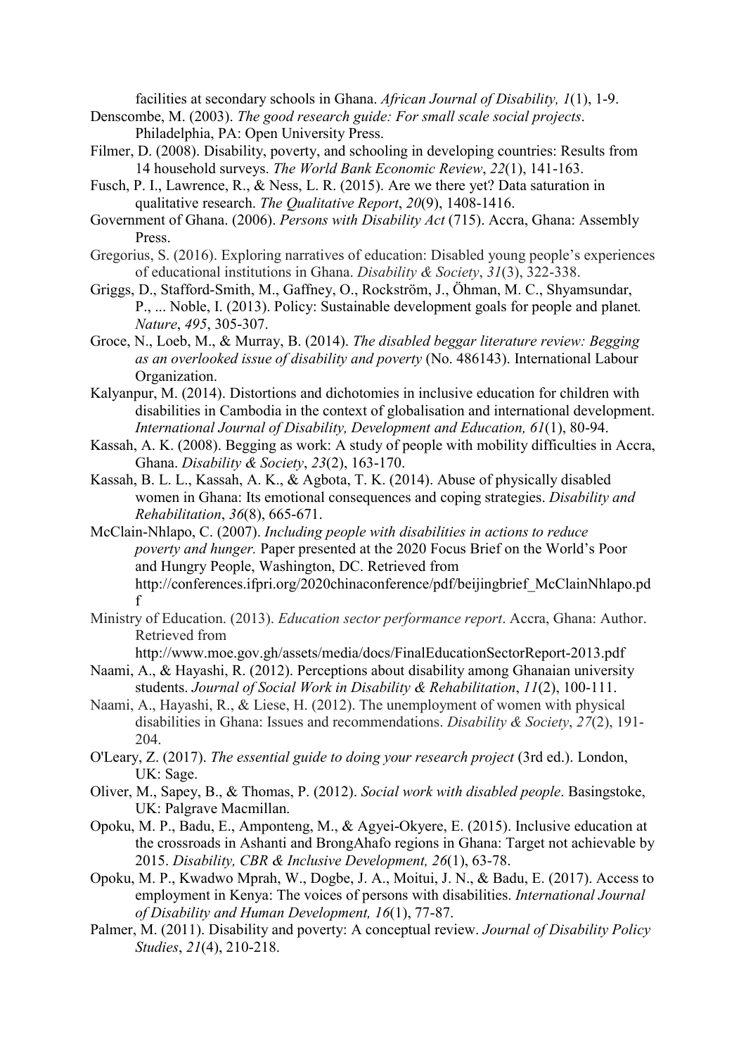facilities at secondary schools in Ghana. *African Journal of Disability, 1*(1), 1-9.

Denscombe, M. (2003). *The good research guide: For small scale social projects*. Philadelphia, PA: Open University Press.

Filmer, D. (2008). Disability, poverty, and schooling in developing countries: Results from 14 household surveys. *The World Bank Economic Review*, *22*(1), 141-163.

Fusch, P. I., Lawrence, R., & Ness, L. R. (2015). Are we there yet? Data saturation in qualitative research. *The Qualitative Report*, *20*(9), 1408-1416.

Government of Ghana. (2006). *Persons with Disability Act* (715). Accra, Ghana: Assembly Press.

Gregorius, S. (2016). Exploring narratives of education: Disabled young people's experiences of educational institutions in Ghana. *Disability & Society*, *31*(3), 322-338.

Griggs, D., Stafford-Smith, M., Gaffney, O., Rockström, J., Öhman, M. C., Shyamsundar, P., ... Noble, I. (2013). Policy: Sustainable development goals for people and planet. *Nature*, *495*, 305-307.

Groce, N., Loeb, M., & Murray, B. (2014). *The disabled beggar literature review: Begging as an overlooked issue of disability and poverty* (No. 486143). International Labour Organization.

Kalyanpur, M. (2014). Distortions and dichotomies in inclusive education for children with disabilities in Cambodia in the context of globalisation and international development. *International Journal of Disability, Development and Education, 61*(1), 80-94.

Kassah, A. K. (2008). Begging as work: A study of people with mobility difficulties in Accra, Ghana. *Disability & Society*, *23*(2), 163-170.

Kassah, B. L. L., Kassah, A. K., & Agbota, T. K. (2014). Abuse of physically disabled women in Ghana: Its emotional consequences and coping strategies. *Disability and Rehabilitation*, *36*(8), 665-671.

McClain-Nhlapo, C. (2007). *Including people with disabilities in actions to reduce poverty and hunger.* Paper presented at the 2020 Focus Brief on the World's Poor and Hungry People, Washington, DC. Retrieved from http://conferences.ifpri.org/2020chinaconference/pdf/beijingbrief_McClainNhlapo.pdf

Ministry of Education. (2013). *Education sector performance report*. Accra, Ghana: Author. Retrieved from http://www.moe.gov.gh/assets/media/docs/FinalEducationSectorReport-2013.pdf

Naami, A., & Hayashi, R. (2012). Perceptions about disability among Ghanaian university students. *Journal of Social Work in Disability & Rehabilitation*, *11*(2), 100-111.

Naami, A., Hayashi, R., & Liese, H. (2012). The unemployment of women with physical disabilities in Ghana: Issues and recommendations. *Disability & Society*, *27*(2), 191-204.

O'Leary, Z. (2017). *The essential guide to doing your research project* (3rd ed.). London, UK: Sage.

Oliver, M., Sapey, B., & Thomas, P. (2012). *Social work with disabled people*. Basingstoke, UK: Palgrave Macmillan.

Opoku, M. P., Badu, E., Amponteng, M., & Agyei-Okyere, E. (2015). Inclusive education at the crossroads in Ashanti and BrongAhafo regions in Ghana: Target not achievable by 2015. *Disability, CBR & Inclusive Development, 26*(1), 63-78.

Opoku, M. P., Kwadwo Mprah, W., Dogbe, J. A., Moitui, J. N., & Badu, E. (2017). Access to employment in Kenya: The voices of persons with disabilities. *International Journal of Disability and Human Development, 16*(1), 77-87.

Palmer, M. (2011). Disability and poverty: A conceptual review. *Journal of Disability Policy Studies*, *21*(4), 210-218.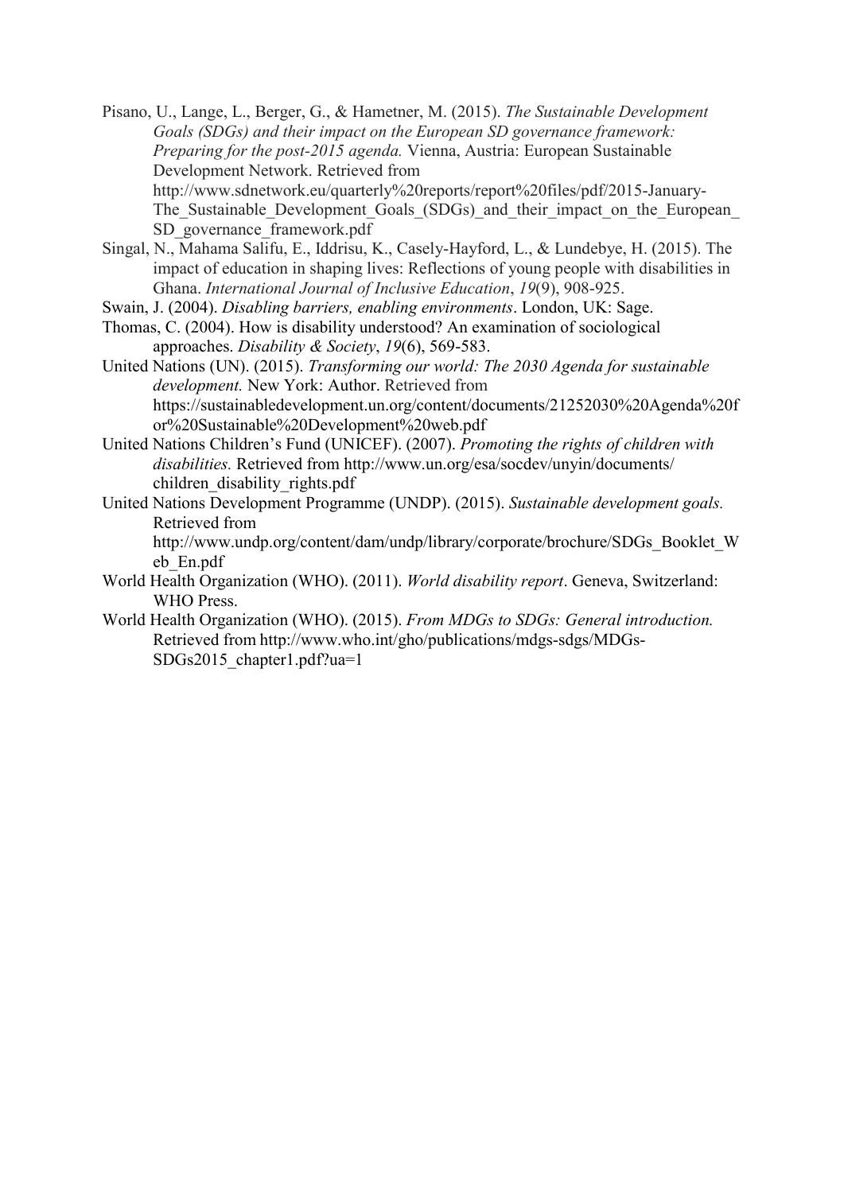Pisano, U., Lange, L., Berger, G., & Hametner, M. (2015). *The Sustainable Development Goals (SDGs) and their impact on the European SD governance framework: Preparing for the post-2015 agenda.* Vienna, Austria: European Sustainable Development Network. Retrieved from http://www.sdnetwork.eu/quarterly%20reports/report%20files/pdf/2015-January-The_Sustainable_Development_Goals_(SDGs)_and_their_impact_on_the_European_SD_governance_framework.pdf

Singal, N., Mahama Salifu, E., Iddrisu, K., Casely-Hayford, L., & Lundebye, H. (2015). The impact of education in shaping lives: Reflections of young people with disabilities in Ghana. *International Journal of Inclusive Education*, *19*(9), 908-925.

Swain, J. (2004). *Disabling barriers, enabling environments*. London, UK: Sage.

Thomas, C. (2004). How is disability understood? An examination of sociological approaches. *Disability & Society*, *19*(6), 569-583.

United Nations (UN). (2015). *Transforming our world: The 2030 Agenda for sustainable development.* New York: Author. Retrieved from https://sustainabledevelopment.un.org/content/documents/21252030%20Agenda%20for%20Sustainable%20Development%20web.pdf

United Nations Children's Fund (UNICEF). (2007). *Promoting the rights of children with disabilities.* Retrieved from http://www.un.org/esa/socdev/unyin/documents/children_disability_rights.pdf

United Nations Development Programme (UNDP). (2015). *Sustainable development goals.* Retrieved from http://www.undp.org/content/dam/undp/library/corporate/brochure/SDGs_Booklet_Web_En.pdf

World Health Organization (WHO). (2011). *World disability report*. Geneva, Switzerland: WHO Press.

World Health Organization (WHO). (2015). *From MDGs to SDGs: General introduction.* Retrieved from http://www.who.int/gho/publications/mdgs-sdgs/MDGs-SDGs2015_chapter1.pdf?ua=1